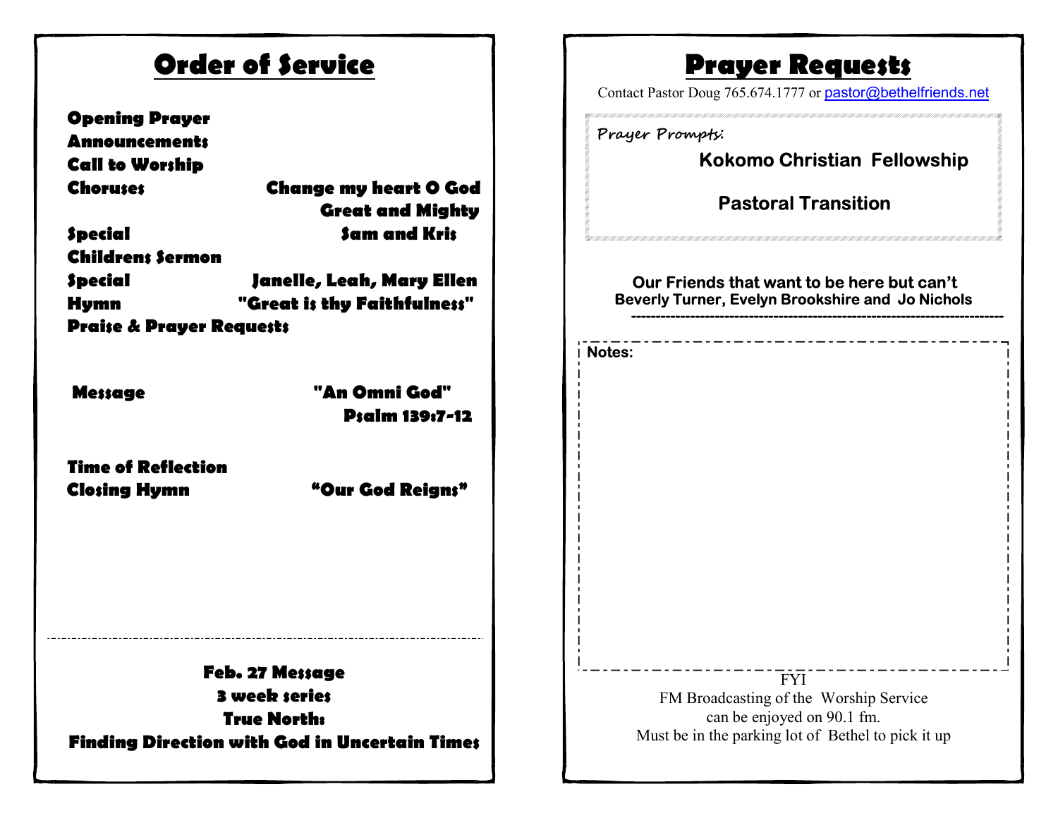# Order of Service

**Opening Prayer**
**Announcements**
**Call to Worship**
**Choruses** — **Change my heart O God**, **Great and Mighty**
**Special** — **Sam and Kris**
**Childrens Sermon**
**Special** — **Janelle, Leah, Mary Ellen**
**Hymn** — **"Great is thy Faithfulness"**
**Praise & Prayer Requests**

**Message** — **"An Omni God"**, **Psalm 139:7-12**

**Time of Reflection**
**Closing Hymn** — **"Our God Reigns"**

---

**Feb. 27 Message**
**3 week series**
**True North:**
**Finding Direction with God in Uncertain Times**

# Prayer Requests

Contact Pastor Doug 765.674.1777 or pastor@bethelfriends.net

Prayer Prompts:

**Kokomo Christian Fellowship**

**Pastoral Transition**

**Our Friends that want to be here but can't**
**Beverly Turner, Evelyn Brookshire and Jo Nichols**

---

**Notes:**

FYI
FM Broadcasting of the Worship Service
can be enjoyed on 90.1 fm.
Must be in the parking lot of Bethel to pick it up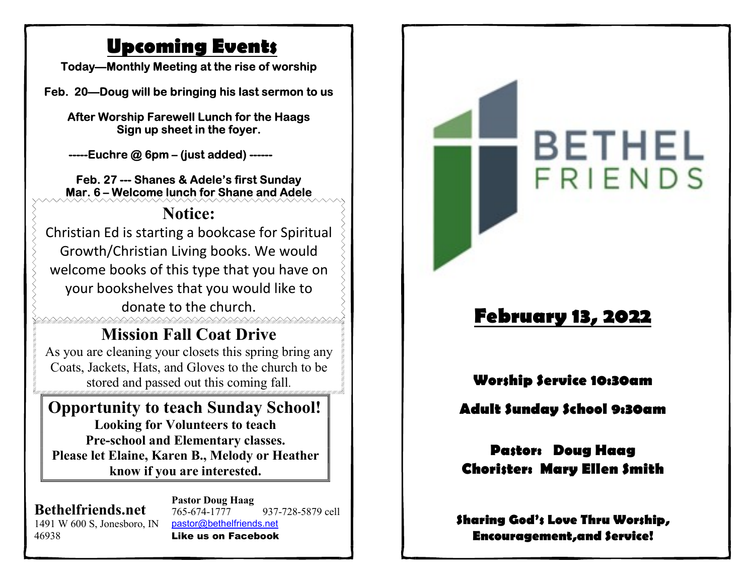# Upcoming Events

**Today—Monthly Meeting at the rise of worship**

**Feb. 20—Doug will be bringing his last sermon to us**

**After Worship Farewell Lunch for the Haags**
**Sign up sheet in the foyer.**

**-----Euchre @ 6pm – (just added) ------**

**Feb. 27 --- Shanes & Adele's first Sunday**
**Mar. 6 – Welcome lunch for Shane and Adele**

## Notice:

Christian Ed is starting a bookcase for Spiritual Growth/Christian Living books. We would welcome books of this type that you have on your bookshelves that you would like to donate to the church.

## Mission Fall Coat Drive

As you are cleaning your closets this spring bring any Coats, Jackets, Hats, and Gloves to the church to be stored and passed out this coming fall.

## Opportunity to teach Sunday School!

**Looking for Volunteers to teach Pre-school and Elementary classes.**
**Please let Elaine, Karen B., Melody or Heather know if you are interested.**

**Bethelfriends.net**
1491 W 600 S, Jonesboro, IN 46938

**Pastor Doug Haag**
765-674-1777 937-728-5879 cell
pastor@bethelfriends.net
**Like us on Facebook**

BETHEL FRIENDS

# February 13, 2022

**Worship Service 10:30am**

**Adult Sunday School 9:30am**

**Pastor: Doug Haag**
**Chorister: Mary Ellen Smith**

**Sharing God's Love Thru Worship, Encouragement,and Service!**